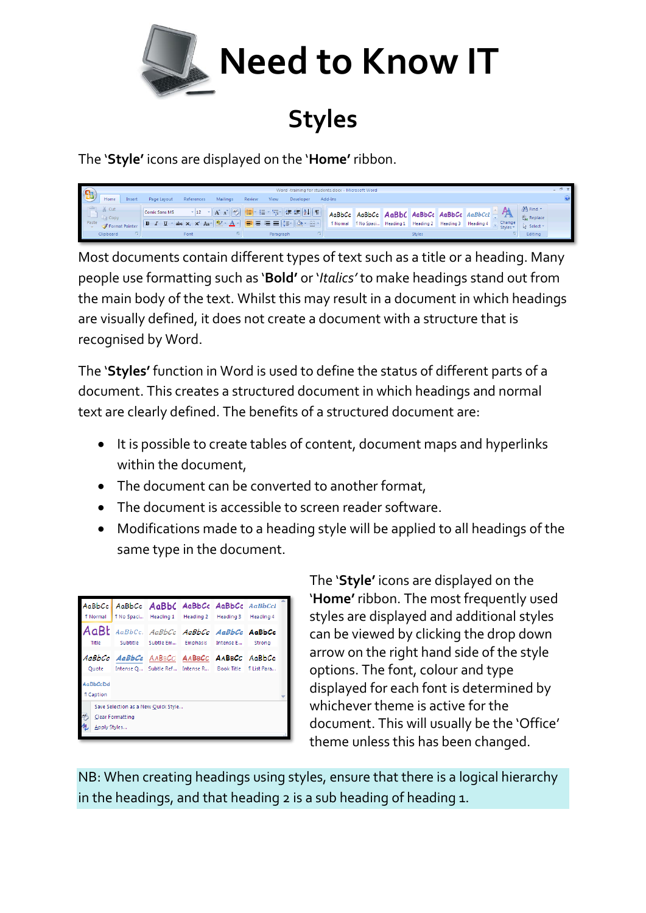# Need to Know IT

## Styles

The '**Style'** icons are displayed on the '**Home'** ribbon.

Most documents contain different types of text such as a title or a heading. Many people use formatting such as '**Bold'** or '*Italics'* to make headings stand out from the main body of the text. Whilst this may result in a document in which headings are visually defined, it does not create a document with a structure that is recognised by Word.

The '**Styles'** function in Word is used to define the status of different parts of a document. This creates a structured document in which headings and normal text are clearly defined. The benefits of a structured document are:

- It is possible to create tables of content, document maps and hyperlinks within the document,
- The document can be converted to another format,
- The document is accessible to screen reader software.
- Modifications made to a heading style will be applied to all headings of the same type in the document.

The '**Style'** icons are displayed on the '**Home'** ribbon. The most frequently used styles are displayed and additional styles can be viewed by clicking the drop down arrow on the right hand side of the style options. The font, colour and type displayed for each font is determined by whichever theme is active for the document. This will usually be the 'Office' theme unless this has been changed.

NB: When creating headings using styles, ensure that there is a logical hierarchy in the headings, and that heading 2 is a sub heading of heading 1.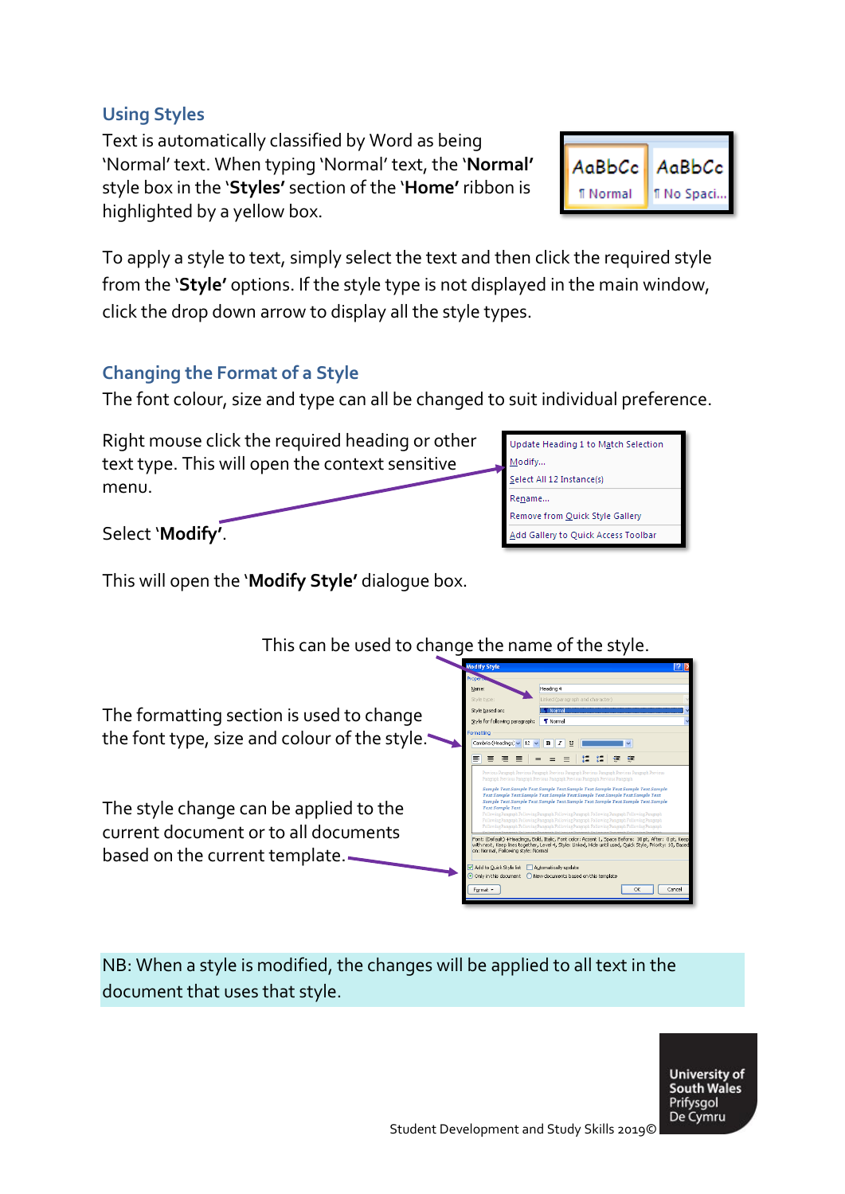## Using Styles

Text is automatically classified by Word as being 'Normal' text. When typing 'Normal' text, the '**Normal'** style box in the '**Styles'** section of the '**Home'** ribbon is highlighted by a yellow box.

To apply a style to text, simply select the text and then click the required style from the '**Style'** options. If the style type is not displayed in the main window, click the drop down arrow to display all the style types.

## Changing the Format of a Style

The font colour, size and type can all be changed to suit individual preference.

Right mouse click the required heading or other text type. This will open the context sensitive menu.

Select '**Modify'**.

This will open the '**Modify Style'** dialogue box.

This can be used to change the name of the style.

The formatting section is used to change the font type, size and colour of the style.

The style change can be applied to the current document or to all documents based on the current template.

NB: When a style is modified, the changes will be applied to all text in the document that uses that style.

Student Development and Study Skills 2019©